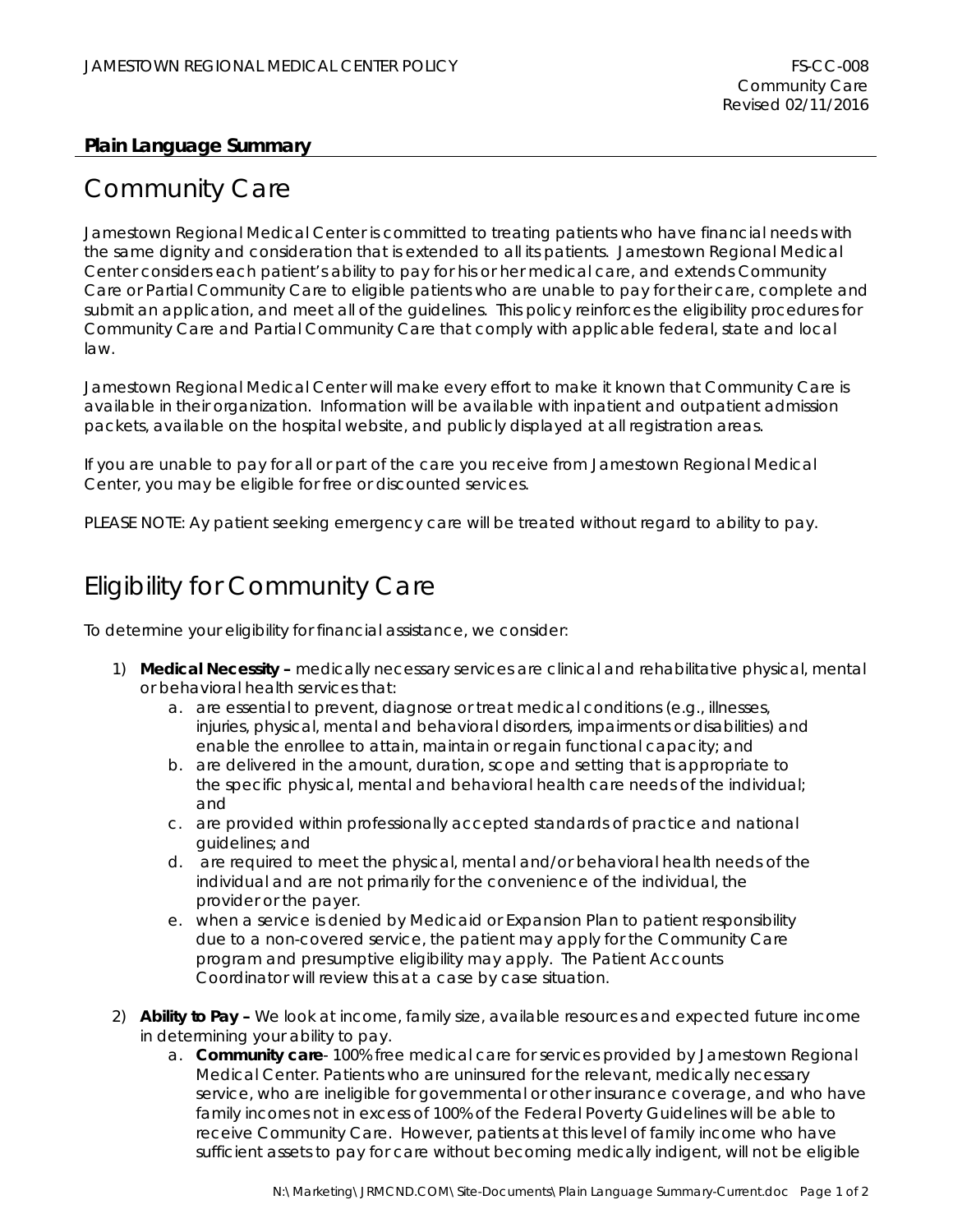**Plain Language Summary**

# Community Care

Jamestown Regional Medical Center is committed to treating patients who have financial needs with the same dignity and consideration that is extended to all its patients. Jamestown Regional Medical Center considers each patient's ability to pay for his or her medical care, and extends Community Care or Partial Community Care to eligible patients who are unable to pay for their care, complete and submit an application, and meet all of the guidelines. This policy reinforces the eligibility procedures for Community Care and Partial Community Care that comply with applicable federal, state and local law.

Jamestown Regional Medical Center will make every effort to make it known that Community Care is available in their organization. Information will be available with inpatient and outpatient admission packets, available on the hospital website, and publicly displayed at all registration areas.

If you are unable to pay for all or part of the care you receive from Jamestown Regional Medical Center, you may be eligible for free or discounted services.

PLEASE NOTE: Ay patient seeking emergency care will be treated without regard to ability to pay.

# Eligibility for Community Care

To determine your eligibility for financial assistance, we consider:

1) **Medical Necessity –** medically necessary services are clinical and rehabilitative physical, mental or behavioral health services that:
   a. are essential to prevent, diagnose or treat medical conditions (e.g., illnesses, injuries, physical, mental and behavioral disorders, impairments or disabilities) and enable the enrollee to attain, maintain or regain functional capacity; and
   b. are delivered in the amount, duration, scope and setting that is appropriate to the specific physical, mental and behavioral health care needs of the individual; and
   c. are provided within professionally accepted standards of practice and national guidelines; and
   d. are required to meet the physical, mental and/or behavioral health needs of the individual and are not primarily for the convenience of the individual, the provider or the payer.
   e. when a service is denied by Medicaid or Expansion Plan to patient responsibility due to a non-covered service, the patient may apply for the Community Care program and presumptive eligibility may apply. The Patient Accounts Coordinator will review this at a case by case situation.

2) **Ability to Pay –** We look at income, family size, available resources and expected future income in determining your ability to pay.
   a. **Community care**- 100% free medical care for services provided by Jamestown Regional Medical Center. Patients who are uninsured for the relevant, medically necessary service, who are ineligible for governmental or other insurance coverage, and who have family incomes not in excess of 100% of the Federal Poverty Guidelines will be able to receive Community Care. However, patients at this level of family income who have sufficient assets to pay for care without becoming medically indigent, will not be eligible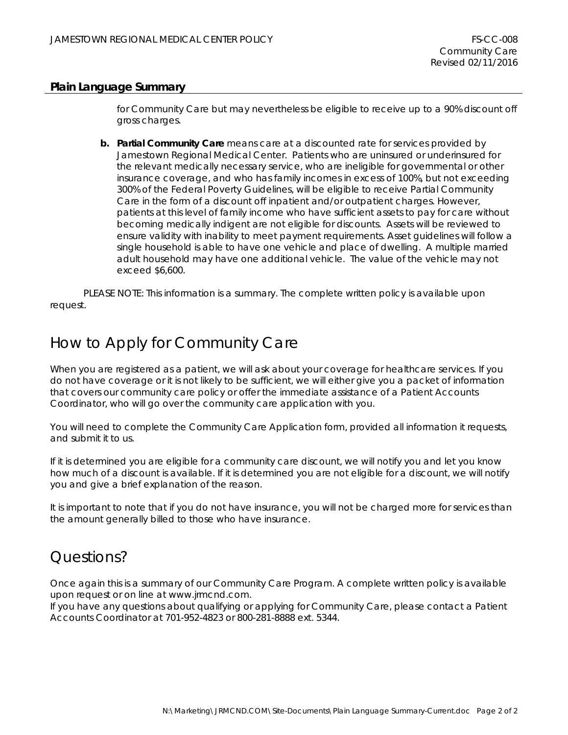## Plain Language Summary

for Community Care but may nevertheless be eligible to receive up to a 90% discount off gross charges.

b. **Partial Community Care** means care at a discounted rate for services provided by Jamestown Regional Medical Center. Patients who are uninsured or underinsured for the relevant medically necessary service, who are ineligible for governmental or other insurance coverage, and who has family incomes in excess of 100%, but not exceeding 300% of the Federal Poverty Guidelines, will be eligible to receive Partial Community Care in the form of a discount off inpatient and/or outpatient charges. However, patients at this level of family income who have sufficient assets to pay for care without becoming medically indigent are not eligible for discounts. Assets will be reviewed to ensure validity with inability to meet payment requirements. Asset guidelines will follow a single household is able to have one vehicle and place of dwelling. A multiple married adult household may have one additional vehicle. The value of the vehicle may not exceed $6,600.

PLEASE NOTE: This information is a summary. The complete written policy is available upon request.

# How to Apply for Community Care

When you are registered as a patient, we will ask about your coverage for healthcare services. If you do not have coverage or it is not likely to be sufficient, we will either give you a packet of information that covers our community care policy or offer the immediate assistance of a Patient Accounts Coordinator, who will go over the community care application with you.

You will need to complete the Community Care Application form, provided all information it requests, and submit it to us.

If it is determined you are eligible for a community care discount, we will notify you and let you know how much of a discount is available. If it is determined you are not eligible for a discount, we will notify you and give a brief explanation of the reason.

It is important to note that if you do not have insurance, you will not be charged more for services than the amount generally billed to those who have insurance.

# Questions?

Once again this is a summary of our Community Care Program. A complete written policy is available upon request or on line at www.jrmcnd.com.
If you have any questions about qualifying or applying for Community Care, please contact a Patient Accounts Coordinator at 701-952-4823 or 800-281-8888 ext. 5344.